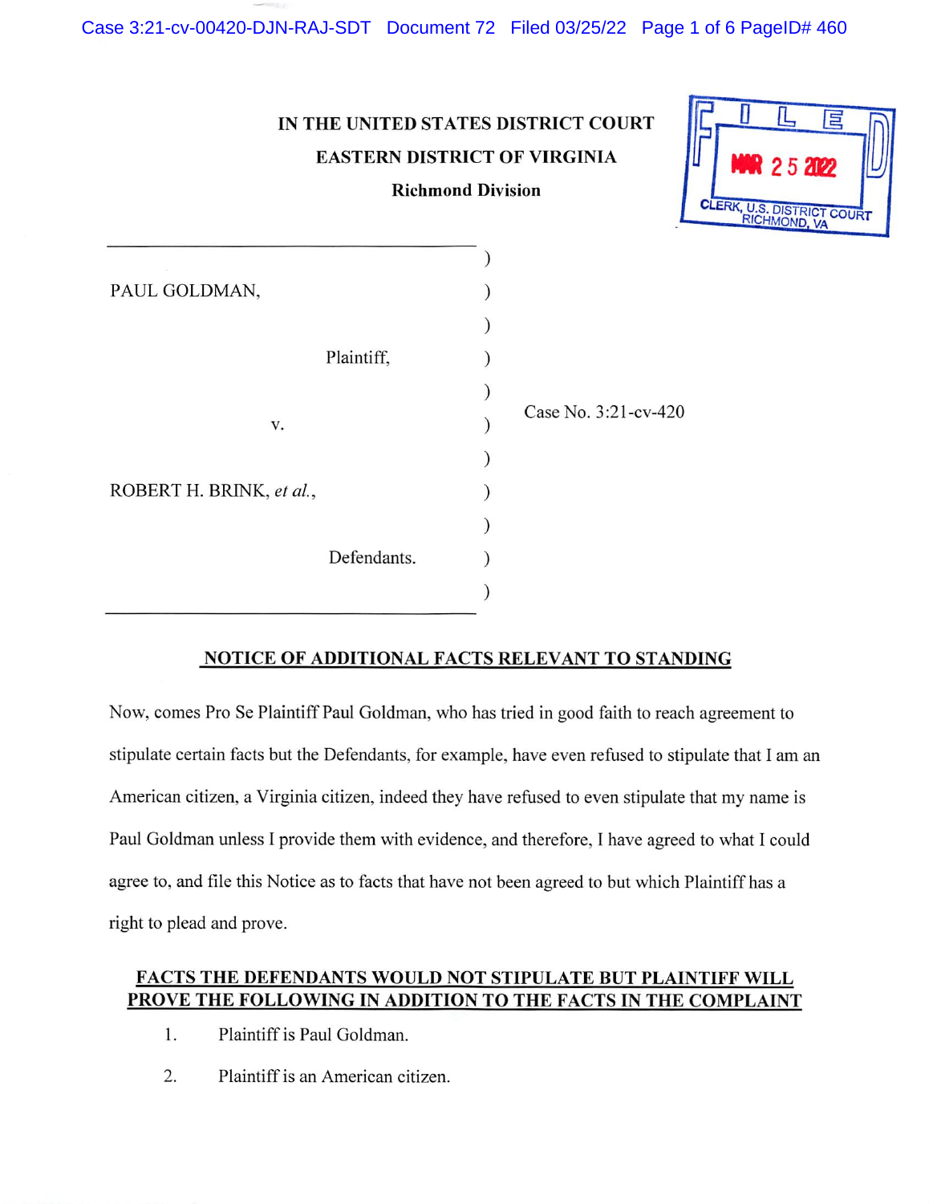IN THE UNITED STATES DISTRICT COURT
EASTERN DISTRICT OF VIRGINIA
Richmond Division

FILED
MAR 25 2022
CLERK, U.S. DISTRICT COURT
RICHMOND, VA

PAUL GOLDMAN,

Plaintiff,

v.

ROBERT H. BRINK, *et al.*,

Defendants.

Case No. 3:21-cv-420

## NOTICE OF ADDITIONAL FACTS RELEVANT TO STANDING

Now, comes Pro Se Plaintiff Paul Goldman, who has tried in good faith to reach agreement to stipulate certain facts but the Defendants, for example, have even refused to stipulate that I am an American citizen, a Virginia citizen, indeed they have refused to even stipulate that my name is Paul Goldman unless I provide them with evidence, and therefore, I have agreed to what I could agree to, and file this Notice as to facts that have not been agreed to but which Plaintiff has a right to plead and prove.

## FACTS THE DEFENDANTS WOULD NOT STIPULATE BUT PLAINTIFF WILL PROVE THE FOLLOWING IN ADDITION TO THE FACTS IN THE COMPLAINT

1. Plaintiff is Paul Goldman.
2. Plaintiff is an American citizen.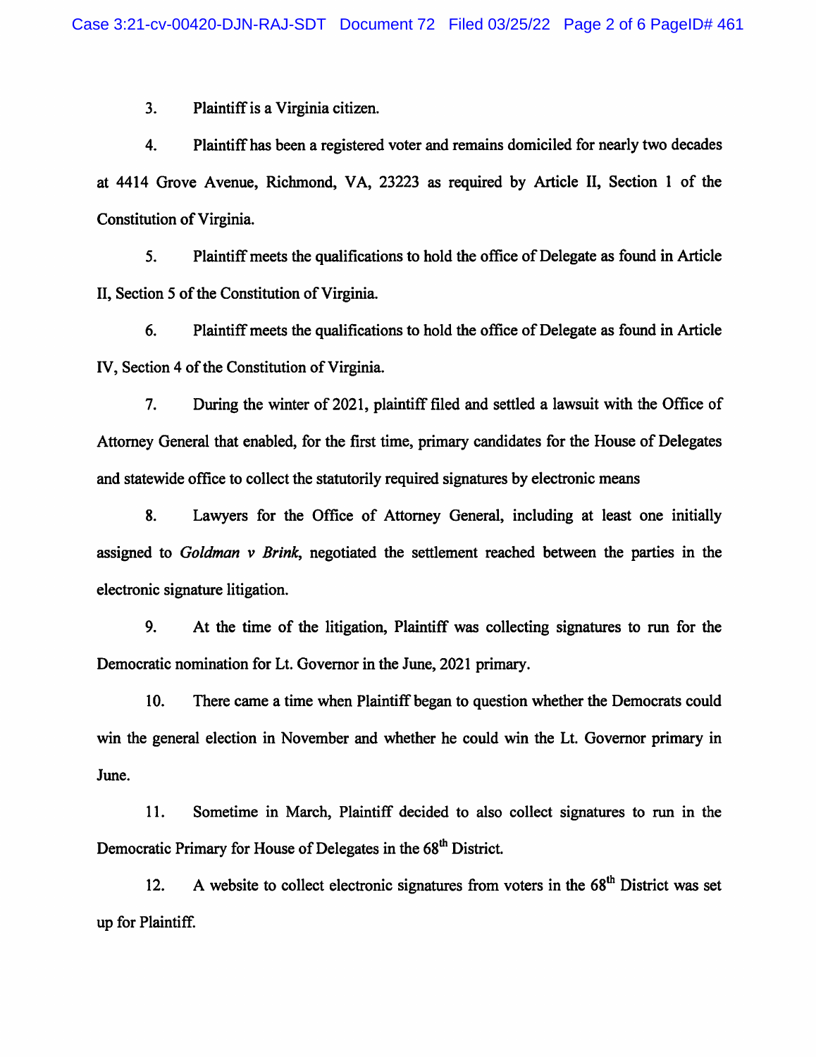3. Plaintiff is a Virginia citizen.

4. Plaintiff has been a registered voter and remains domiciled for nearly two decades at 4414 Grove Avenue, Richmond, VA, 23223 as required by Article II, Section 1 of the Constitution of Virginia.

5. Plaintiff meets the qualifications to hold the office of Delegate as found in Article II, Section 5 of the Constitution of Virginia.

6. Plaintiff meets the qualifications to hold the office of Delegate as found in Article IV, Section 4 of the Constitution of Virginia.

7. During the winter of 2021, plaintiff filed and settled a lawsuit with the Office of Attorney General that enabled, for the first time, primary candidates for the House of Delegates and statewide office to collect the statutorily required signatures by electronic means

8. Lawyers for the Office of Attorney General, including at least one initially assigned to *Goldman v Brink*, negotiated the settlement reached between the parties in the electronic signature litigation.

9. At the time of the litigation, Plaintiff was collecting signatures to run for the Democratic nomination for Lt. Governor in the June, 2021 primary.

10. There came a time when Plaintiff began to question whether the Democrats could win the general election in November and whether he could win the Lt. Governor primary in June.

11. Sometime in March, Plaintiff decided to also collect signatures to run in the Democratic Primary for House of Delegates in the 68th District.

12. A website to collect electronic signatures from voters in the 68th District was set up for Plaintiff.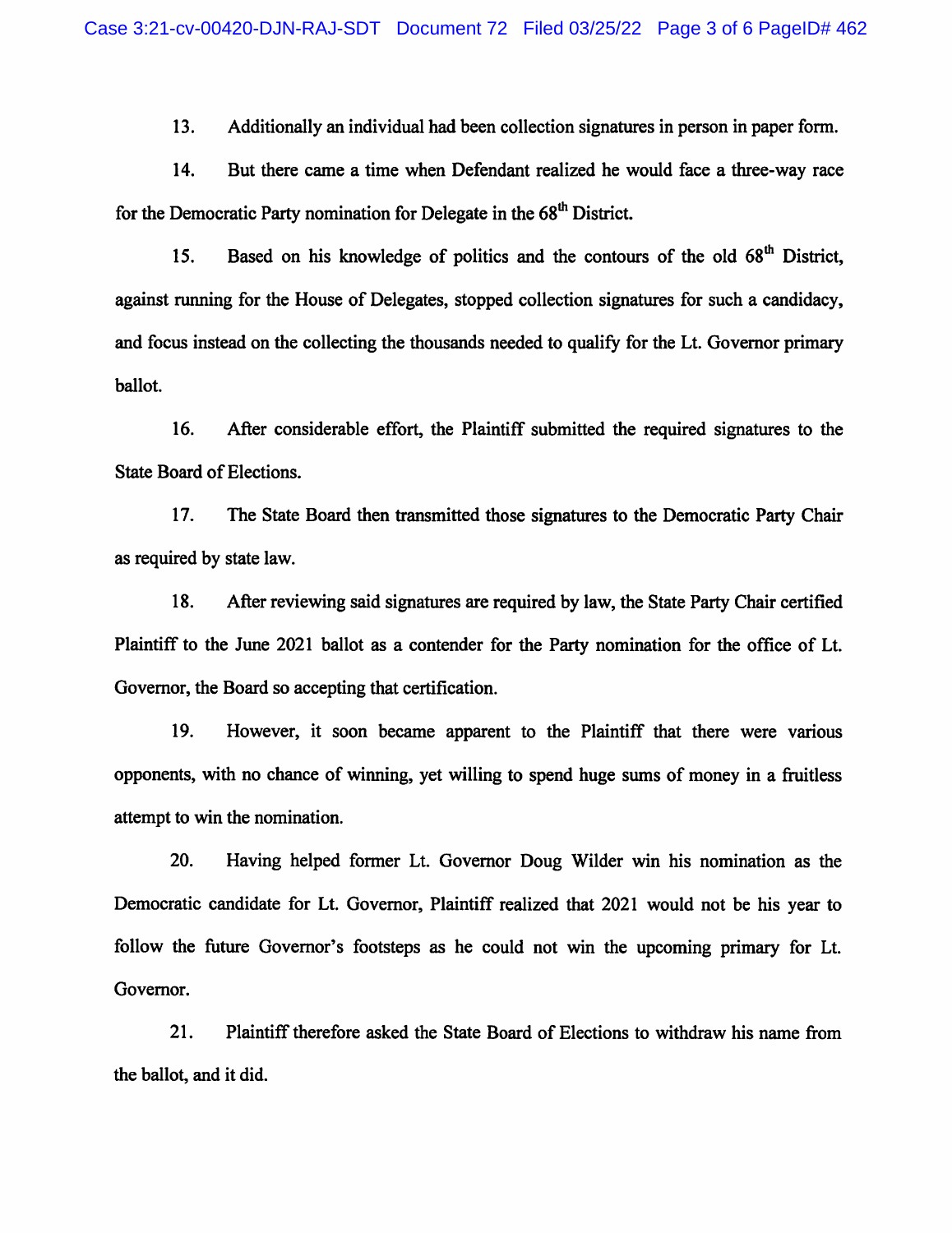13. Additionally an individual had been collection signatures in person in paper form.

14. But there came a time when Defendant realized he would face a three-way race for the Democratic Party nomination for Delegate in the 68th District.

15. Based on his knowledge of politics and the contours of the old 68th District, against running for the House of Delegates, stopped collection signatures for such a candidacy, and focus instead on the collecting the thousands needed to qualify for the Lt. Governor primary ballot.

16. After considerable effort, the Plaintiff submitted the required signatures to the State Board of Elections.

17. The State Board then transmitted those signatures to the Democratic Party Chair as required by state law.

18. After reviewing said signatures are required by law, the State Party Chair certified Plaintiff to the June 2021 ballot as a contender for the Party nomination for the office of Lt. Governor, the Board so accepting that certification.

19. However, it soon became apparent to the Plaintiff that there were various opponents, with no chance of winning, yet willing to spend huge sums of money in a fruitless attempt to win the nomination.

20. Having helped former Lt. Governor Doug Wilder win his nomination as the Democratic candidate for Lt. Governor, Plaintiff realized that 2021 would not be his year to follow the future Governor's footsteps as he could not win the upcoming primary for Lt. Governor.

21. Plaintiff therefore asked the State Board of Elections to withdraw his name from the ballot, and it did.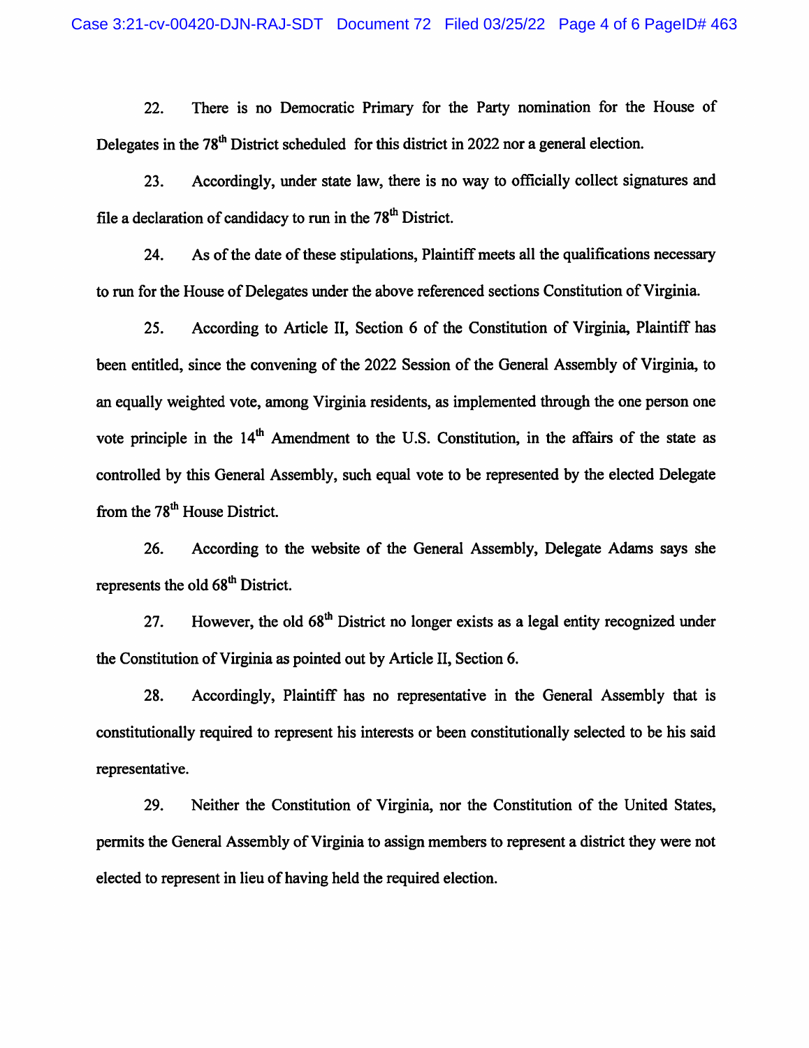22. There is no Democratic Primary for the Party nomination for the House of Delegates in the 78th District scheduled for this district in 2022 nor a general election.

23. Accordingly, under state law, there is no way to officially collect signatures and file a declaration of candidacy to run in the 78th District.

24. As of the date of these stipulations, Plaintiff meets all the qualifications necessary to run for the House of Delegates under the above referenced sections Constitution of Virginia.

25. According to Article II, Section 6 of the Constitution of Virginia, Plaintiff has been entitled, since the convening of the 2022 Session of the General Assembly of Virginia, to an equally weighted vote, among Virginia residents, as implemented through the one person one vote principle in the 14th Amendment to the U.S. Constitution, in the affairs of the state as controlled by this General Assembly, such equal vote to be represented by the elected Delegate from the 78th House District.

26. According to the website of the General Assembly, Delegate Adams says she represents the old 68th District.

27. However, the old 68th District no longer exists as a legal entity recognized under the Constitution of Virginia as pointed out by Article II, Section 6.

28. Accordingly, Plaintiff has no representative in the General Assembly that is constitutionally required to represent his interests or been constitutionally selected to be his said representative.

29. Neither the Constitution of Virginia, nor the Constitution of the United States, permits the General Assembly of Virginia to assign members to represent a district they were not elected to represent in lieu of having held the required election.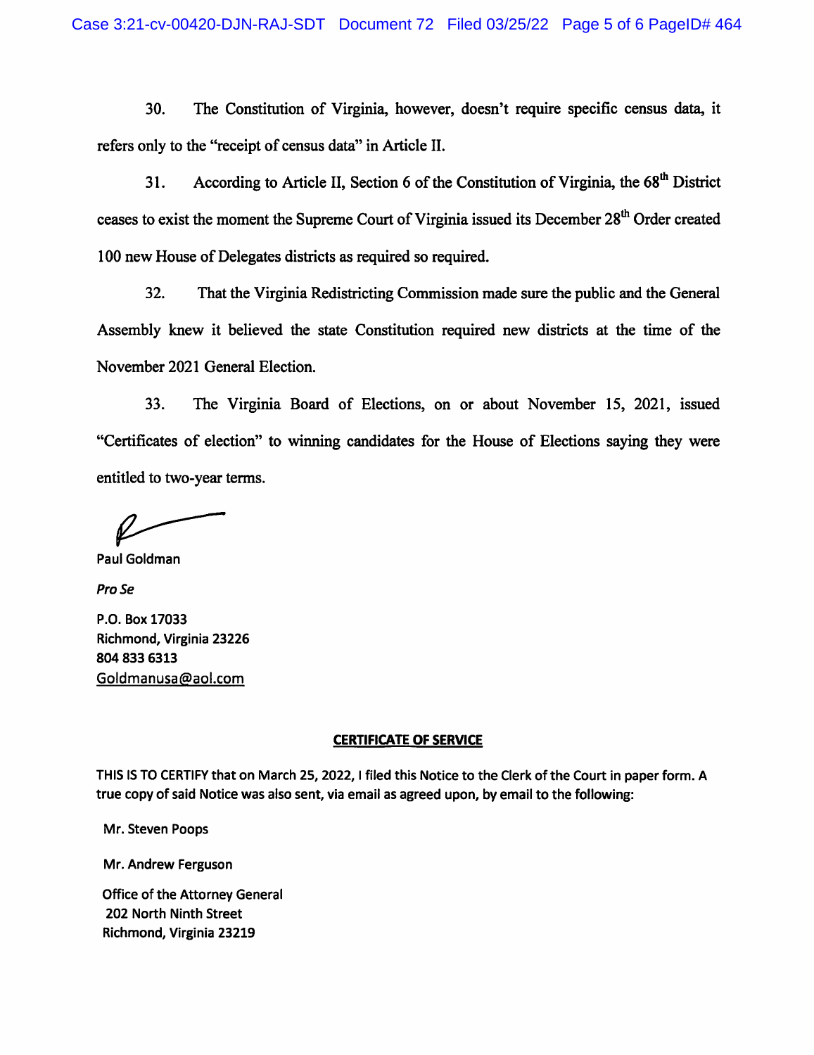30. The Constitution of Virginia, however, doesn't require specific census data, it refers only to the "receipt of census data" in Article II.

31. According to Article II, Section 6 of the Constitution of Virginia, the 68th District ceases to exist the moment the Supreme Court of Virginia issued its December 28th Order created 100 new House of Delegates districts as required so required.

32. That the Virginia Redistricting Commission made sure the public and the General Assembly knew it believed the state Constitution required new districts at the time of the November 2021 General Election.

33. The Virginia Board of Elections, on or about November 15, 2021, issued "Certificates of election" to winning candidates for the House of Elections saying they were entitled to two-year terms.

Paul Goldman

*Pro Se*

P.O. Box 17033
Richmond, Virginia 23226
804 833 6313
Goldmanusa@aol.com

**CERTIFICATE OF SERVICE**

THIS IS TO CERTIFY that on March 25, 2022, I filed this Notice to the Clerk of the Court in paper form. A true copy of said Notice was also sent, via email as agreed upon, by email to the following:

Mr. Steven Poops

Mr. Andrew Ferguson

Office of the Attorney General
202 North Ninth Street
Richmond, Virginia 23219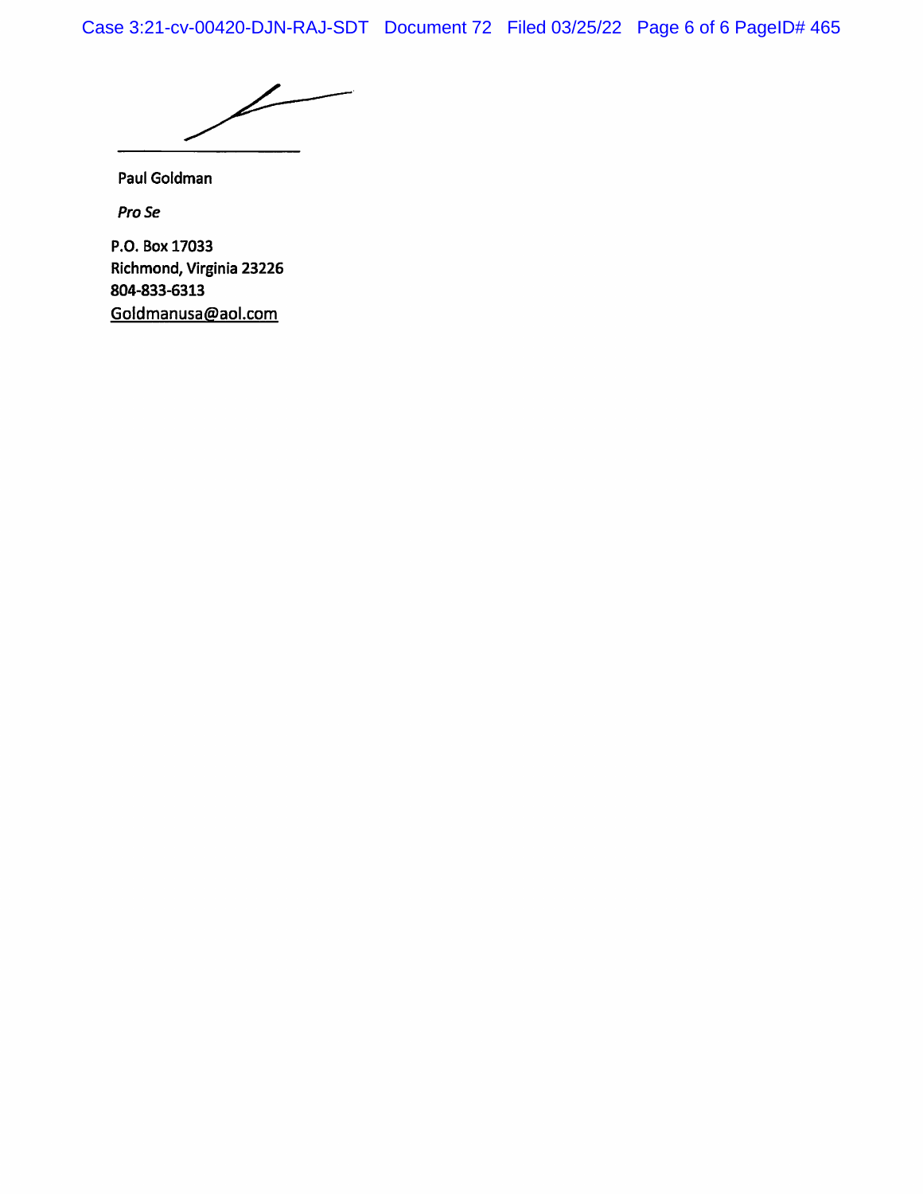\_\_\_\_\_\_\_\_\_\_\_\_\_\_\_\_\_\_\_\_

Paul Goldman

*Pro Se*

P.O. Box 17033
Richmond, Virginia 23226
804-833-6313
Goldmanusa@aol.com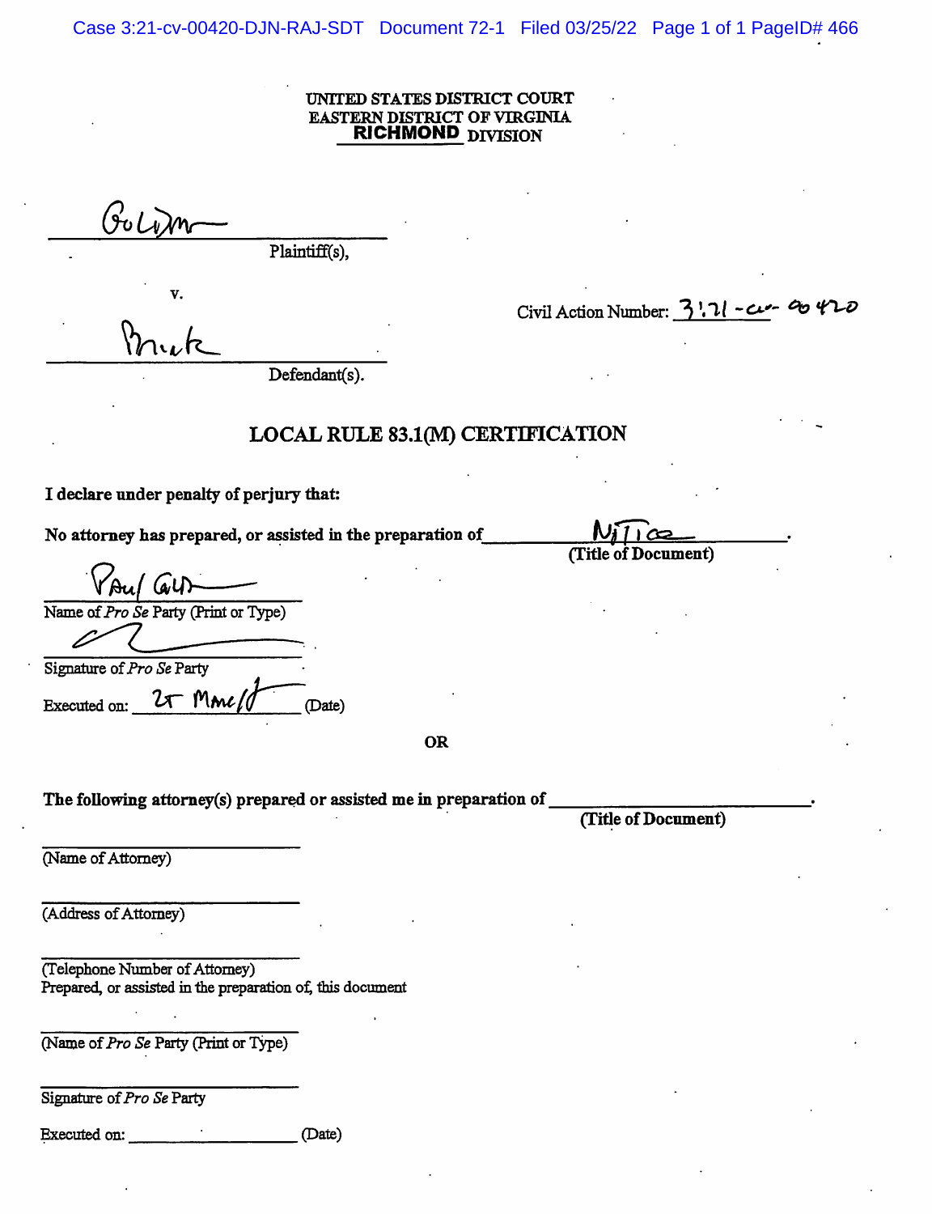UNITED STATES DISTRICT COURT
EASTERN DISTRICT OF VIRGINIA
RICHMOND DIVISION

Golden
Plaintiff(s),

v.

Brink
Defendant(s).

Civil Action Number: 3:21-cv-00420

## LOCAL RULE 83.1(M) CERTIFICATION

**I declare under penalty of perjury that:**

**No attorney has prepared, or assisted in the preparation of** Notice.
**(Title of Document)**

Paul Golden
Name of *Pro Se* Party (Print or Type)

Signature of *Pro Se* Party

Executed on: 25 March 22 (Date)

**OR**

**The following attorney(s) prepared or assisted me in preparation of** ______________.
**(Title of Document)**

(Name of Attorney)

(Address of Attorney)

(Telephone Number of Attorney)
Prepared, or assisted in the preparation of, this document

(Name of *Pro Se* Party (Print or Type)

Signature of *Pro Se* Party

Executed on: ______________ (Date)